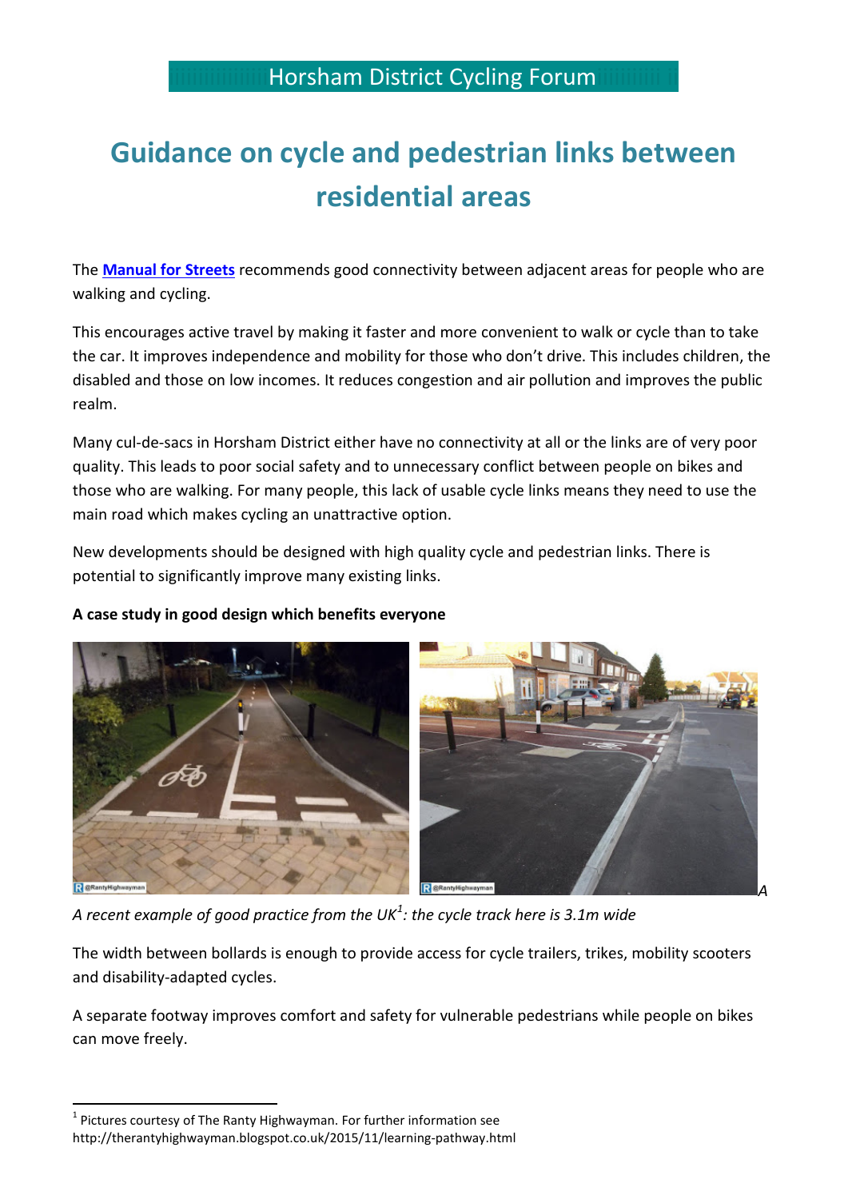Horsham District Cycling Forum

# Guidance on cycle and pedestrian links between residential areas

The **Manual for Streets** recommends good connectivity between adjacent areas for people who are walking and cycling.

This encourages active travel by making it faster and more convenient to walk or cycle than to take the car. It improves independence and mobility for those who don't drive. This includes children, the disabled and those on low incomes. It reduces congestion and air pollution and improves the public realm.

Many cul-de-sacs in Horsham District either have no connectivity at all or the links are of very poor quality. This leads to poor social safety and to unnecessary conflict between people on bikes and those who are walking. For many people, this lack of usable cycle links means they need to use the main road which makes cycling an unattractive option.

New developments should be designed with high quality cycle and pedestrian links. There is potential to significantly improve many existing links.

**A case study in good design which benefits everyone**

*A recent example of good practice from the UK[1]: the cycle track here is 3.1m wide*

The width between bollards is enough to provide access for cycle trailers, trikes, mobility scooters and disability-adapted cycles.

A separate footway improves comfort and safety for vulnerable pedestrians while people on bikes can move freely.

[1] Pictures courtesy of The Ranty Highwayman. For further information see http://therantyhighwayman.blogspot.co.uk/2015/11/learning-pathway.html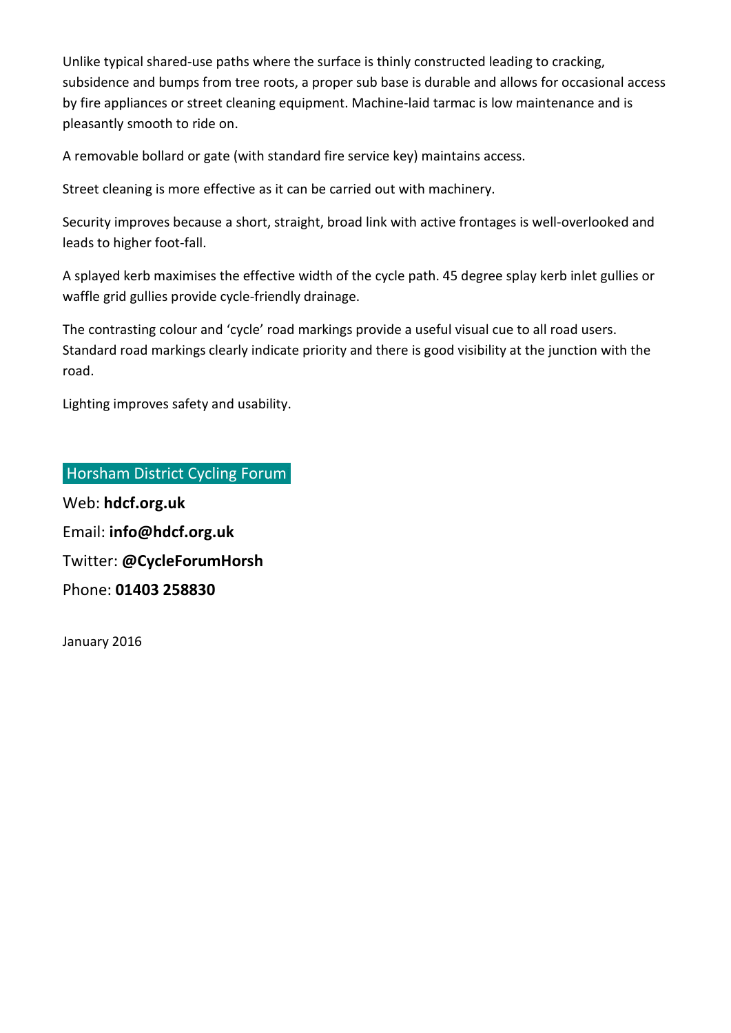Unlike typical shared-use paths where the surface is thinly constructed leading to cracking, subsidence and bumps from tree roots, a proper sub base is durable and allows for occasional access by fire appliances or street cleaning equipment. Machine-laid tarmac is low maintenance and is pleasantly smooth to ride on.

A removable bollard or gate (with standard fire service key) maintains access.

Street cleaning is more effective as it can be carried out with machinery.

Security improves because a short, straight, broad link with active frontages is well-overlooked and leads to higher foot-fall.

A splayed kerb maximises the effective width of the cycle path. 45 degree splay kerb inlet gullies or waffle grid gullies provide cycle-friendly drainage.

The contrasting colour and 'cycle' road markings provide a useful visual cue to all road users. Standard road markings clearly indicate priority and there is good visibility at the junction with the road.

Lighting improves safety and usability.

## Horsham District Cycling Forum

Web: **hdcf.org.uk**

Email: **info@hdcf.org.uk**

Twitter: **@CycleForumHorsh**

Phone: **01403 258830**

January 2016